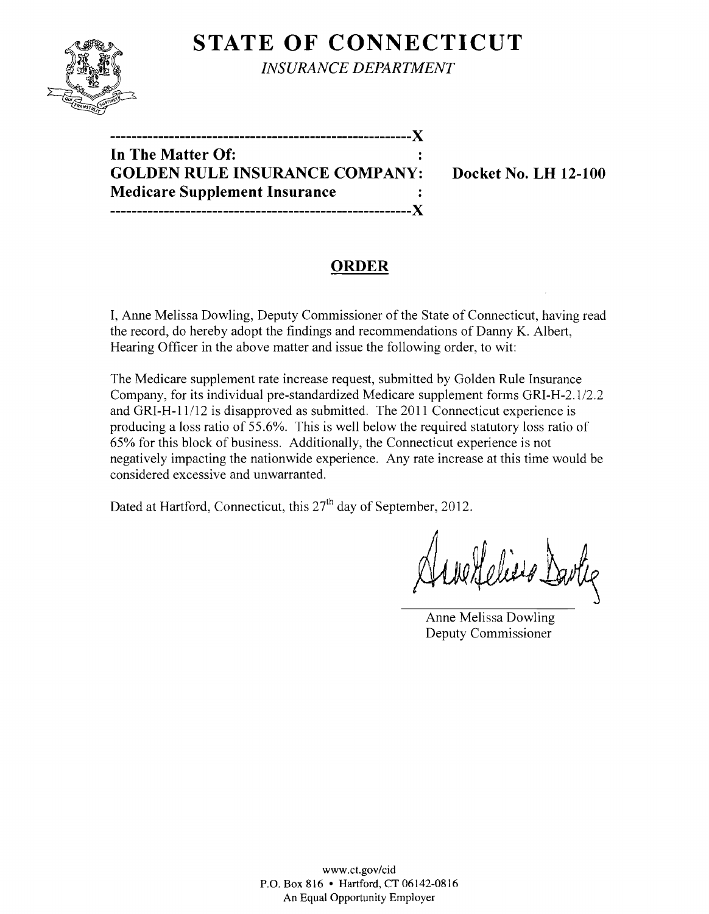# STATE OF CONNECTICUT

*INSURANCE DEPARTMENT*

---

**In The Matter Of:**
**GOLDEN RULE INSURANCE COMPANY:** **Docket No. LH 12-100**
**Medicare Supplement Insurance**

---

## ORDER

I, Anne Melissa Dowling, Deputy Commissioner of the State of Connecticut, having read the record, do hereby adopt the findings and recommendations of Danny K. Albert, Hearing Officer in the above matter and issue the following order, to wit:

The Medicare supplement rate increase request, submitted by Golden Rule Insurance Company, for its individual pre-standardized Medicare supplement forms GRI-H-2.1/2.2 and GRI-H-11/12 is disapproved as submitted. The 2011 Connecticut experience is producing a loss ratio of 55.6%. This is well below the required statutory loss ratio of 65% for this block of business. Additionally, the Connecticut experience is not negatively impacting the nationwide experience. Any rate increase at this time would be considered excessive and unwarranted.

Dated at Hartford, Connecticut, this 27th day of September, 2012.

Anne Melissa Dowling
Deputy Commissioner

www.ct.gov/cid
P.O. Box 816 • Hartford, CT 06142-0816
An Equal Opportunity Employer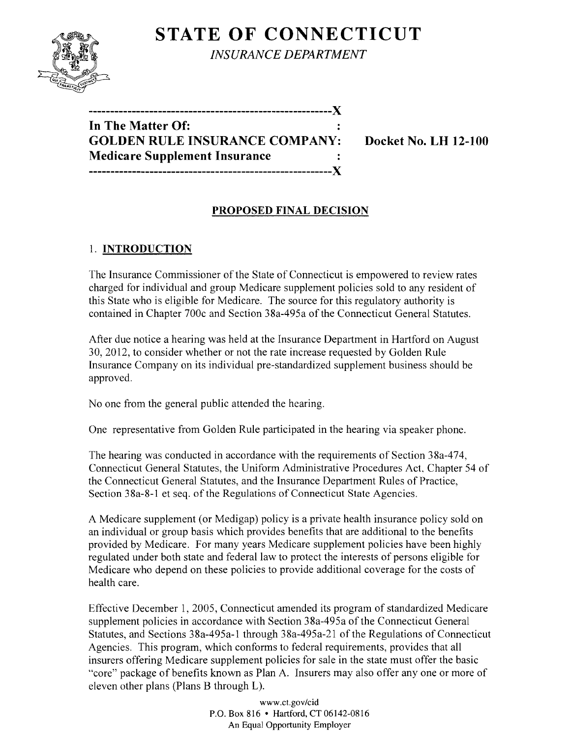# STATE OF CONNECTICUT

*INSURANCE DEPARTMENT*

```
---------------------------------------------------------X
In The Matter Of:                                        :
GOLDEN RULE INSURANCE COMPANY:                           Docket No. LH 12-100
Medicare Supplement Insurance                            :
---------------------------------------------------------X
```

## PROPOSED FINAL DECISION

### 1. INTRODUCTION

The Insurance Commissioner of the State of Connecticut is empowered to review rates charged for individual and group Medicare supplement policies sold to any resident of this State who is eligible for Medicare. The source for this regulatory authority is contained in Chapter 700c and Section 38a-495a of the Connecticut General Statutes.

After due notice a hearing was held at the Insurance Department in Hartford on August 30, 2012, to consider whether or not the rate increase requested by Golden Rule Insurance Company on its individual pre-standardized supplement business should be approved.

No one from the general public attended the hearing.

One representative from Golden Rule participated in the hearing via speaker phone.

The hearing was conducted in accordance with the requirements of Section 38a-474, Connecticut General Statutes, the Uniform Administrative Procedures Act, Chapter 54 of the Connecticut General Statutes, and the Insurance Department Rules of Practice, Section 38a-8-1 et seq. of the Regulations of Connecticut State Agencies.

A Medicare supplement (or Medigap) policy is a private health insurance policy sold on an individual or group basis which provides benefits that are additional to the benefits provided by Medicare. For many years Medicare supplement policies have been highly regulated under both state and federal law to protect the interests of persons eligible for Medicare who depend on these policies to provide additional coverage for the costs of health care.

Effective December 1, 2005, Connecticut amended its program of standardized Medicare supplement policies in accordance with Section 38a-495a of the Connecticut General Statutes, and Sections 38a-495a-1 through 38a-495a-21 of the Regulations of Connecticut Agencies. This program, which conforms to federal requirements, provides that all insurers offering Medicare supplement policies for sale in the state must offer the basic "core" package of benefits known as Plan A. Insurers may also offer any one or more of eleven other plans (Plans B through L).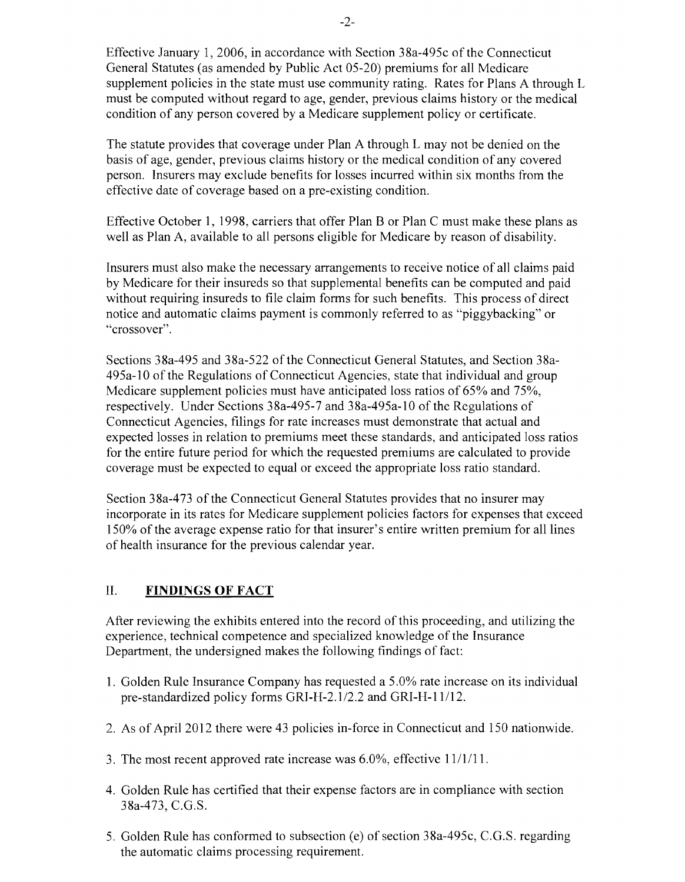Effective January 1, 2006, in accordance with Section 38a-495c of the Connecticut General Statutes (as amended by Public Act 05-20) premiums for all Medicare supplement policies in the state must use community rating. Rates for Plans A through L must be computed without regard to age, gender, previous claims history or the medical condition of any person covered by a Medicare supplement policy or certificate.

The statute provides that coverage under Plan A through L may not be denied on the basis of age, gender, previous claims history or the medical condition of any covered person. Insurers may exclude benefits for losses incurred within six months from the effective date of coverage based on a pre-existing condition.

Effective October 1, 1998, carriers that offer Plan B or Plan C must make these plans as well as Plan A, available to all persons eligible for Medicare by reason of disability.

Insurers must also make the necessary arrangements to receive notice of all claims paid by Medicare for their insureds so that supplemental benefits can be computed and paid without requiring insureds to file claim forms for such benefits. This process of direct notice and automatic claims payment is commonly referred to as "piggybacking" or "crossover".

Sections 38a-495 and 38a-522 of the Connecticut General Statutes, and Section 38a-495a-10 of the Regulations of Connecticut Agencies, state that individual and group Medicare supplement policies must have anticipated loss ratios of 65% and 75%, respectively. Under Sections 38a-495-7 and 38a-495a-10 of the Regulations of Connecticut Agencies, filings for rate increases must demonstrate that actual and expected losses in relation to premiums meet these standards, and anticipated loss ratios for the entire future period for which the requested premiums are calculated to provide coverage must be expected to equal or exceed the appropriate loss ratio standard.

Section 38a-473 of the Connecticut General Statutes provides that no insurer may incorporate in its rates for Medicare supplement policies factors for expenses that exceed 150% of the average expense ratio for that insurer's entire written premium for all lines of health insurance for the previous calendar year.

## II. **FINDINGS OF FACT**

After reviewing the exhibits entered into the record of this proceeding, and utilizing the experience, technical competence and specialized knowledge of the Insurance Department, the undersigned makes the following findings of fact:

1. Golden Rule Insurance Company has requested a 5.0% rate increase on its individual pre-standardized policy forms GRI-H-2.1/2.2 and GRI-H-11/12.
2. As of April 2012 there were 43 policies in-force in Connecticut and 150 nationwide.
3. The most recent approved rate increase was 6.0%, effective 11/1/11.
4. Golden Rule has certified that their expense factors are in compliance with section 38a-473, C.G.S.
5. Golden Rule has conformed to subsection (e) of section 38a-495c, C.G.S. regarding the automatic claims processing requirement.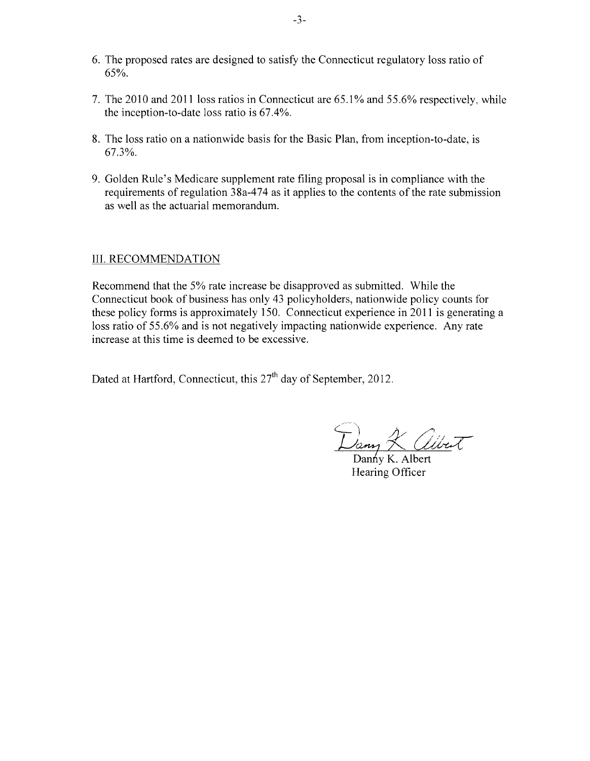6. The proposed rates are designed to satisfy the Connecticut regulatory loss ratio of 65%.

7. The 2010 and 2011 loss ratios in Connecticut are 65.1% and 55.6% respectively, while the inception-to-date loss ratio is 67.4%.

8. The loss ratio on a nationwide basis for the Basic Plan, from inception-to-date, is 67.3%.

9. Golden Rule's Medicare supplement rate filing proposal is in compliance with the requirements of regulation 38a-474 as it applies to the contents of the rate submission as well as the actuarial memorandum.

## III. RECOMMENDATION

Recommend that the 5% rate increase be disapproved as submitted. While the Connecticut book of business has only 43 policyholders, nationwide policy counts for these policy forms is approximately 150. Connecticut experience in 2011 is generating a loss ratio of 55.6% and is not negatively impacting nationwide experience. Any rate increase at this time is deemed to be excessive.

Dated at Hartford, Connecticut, this 27th day of September, 2012.

Danny K. Albert
Hearing Officer